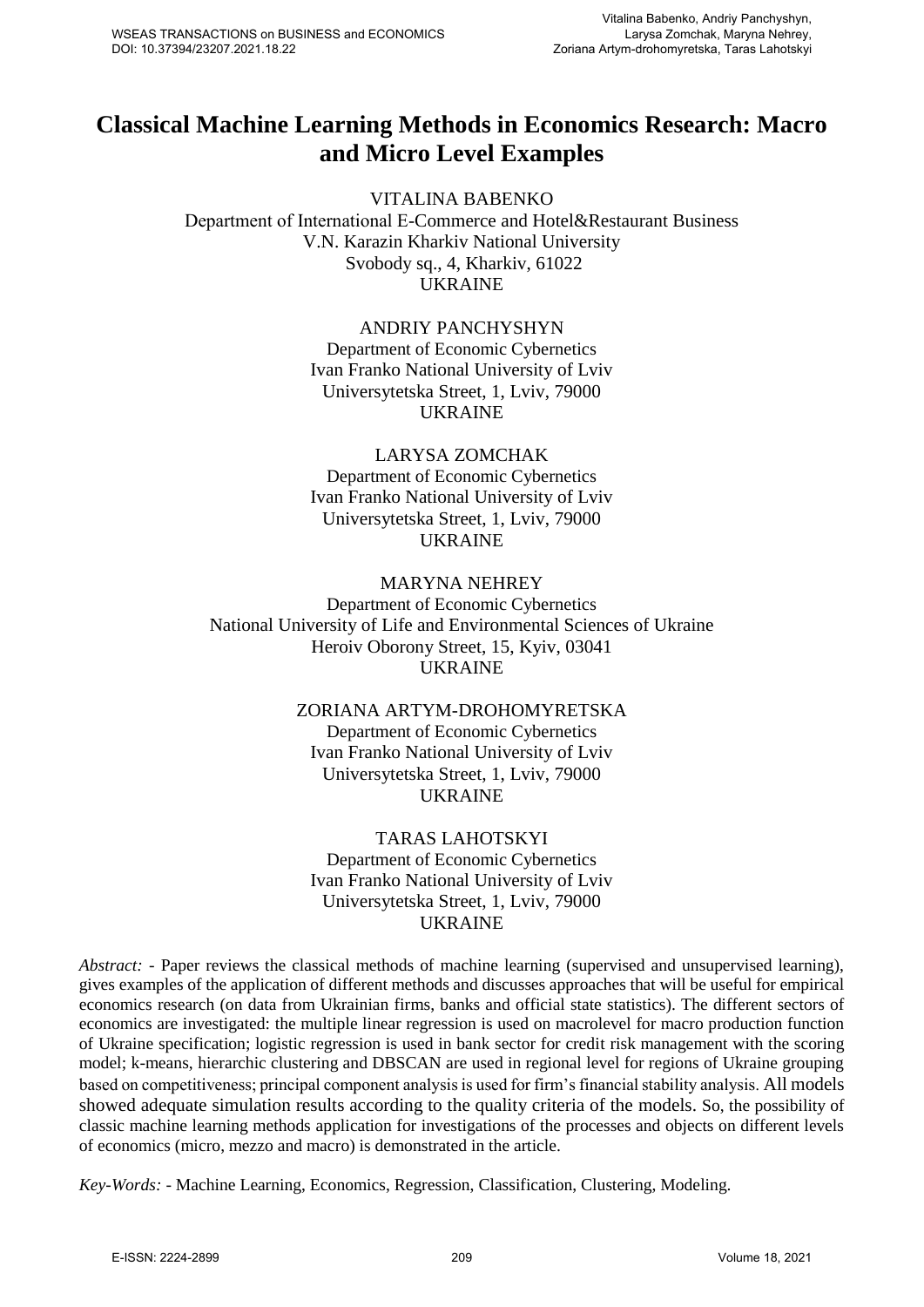# Classical Machine Learning Methods in Economics Research: Macro and Micro Level Examples

VITALINA BABENKO
Department of International E-Commerce and Hotel&Restaurant Business
V.N. Karazin Kharkiv National University
Svobody sq., 4, Kharkiv, 61022
UKRAINE

ANDRIY PANCHYSHYN
Department of Economic Cybernetics
Ivan Franko National University of Lviv
Universytetska Street, 1, Lviv, 79000
UKRAINE

LARYSA ZOMCHAK
Department of Economic Cybernetics
Ivan Franko National University of Lviv
Universytetska Street, 1, Lviv, 79000
UKRAINE

MARYNA NEHREY
Department of Economic Cybernetics
National University of Life and Environmental Sciences of Ukraine
Heroiv Oborony Street, 15, Kyiv, 03041
UKRAINE

ZORIANA ARTYM-DROHOMYRETSKA
Department of Economic Cybernetics
Ivan Franko National University of Lviv
Universytetska Street, 1, Lviv, 79000
UKRAINE

TARAS LAHOTSKYI
Department of Economic Cybernetics
Ivan Franko National University of Lviv
Universytetska Street, 1, Lviv, 79000
UKRAINE

*Abstract:* - Paper reviews the classical methods of machine learning (supervised and unsupervised learning), gives examples of the application of different methods and discusses approaches that will be useful for empirical economics research (on data from Ukrainian firms, banks and official state statistics). The different sectors of economics are investigated: the multiple linear regression is used on macrolevel for macro production function of Ukraine specification; logistic regression is used in bank sector for credit risk management with the scoring model; k-means, hierarchic clustering and DBSCAN are used in regional level for regions of Ukraine grouping based on competitiveness; principal component analysis is used for firm's financial stability analysis. All models showed adequate simulation results according to the quality criteria of the models. So, the possibility of classic machine learning methods application for investigations of the processes and objects on different levels of economics (micro, mezzo and macro) is demonstrated in the article.

*Key-Words:* - Machine Learning, Economics, Regression, Classification, Clustering, Modeling.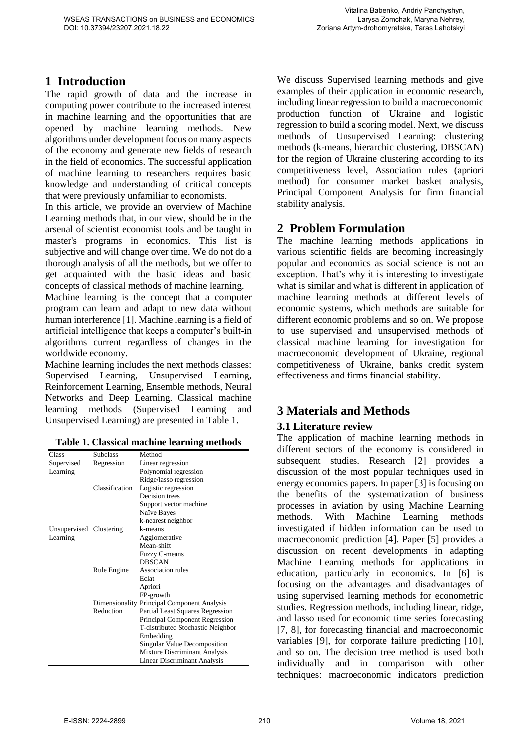# 1 Introduction

The rapid growth of data and the increase in computing power contribute to the increased interest in machine learning and the opportunities that are opened by machine learning methods. New algorithms under development focus on many aspects of the economy and generate new fields of research in the field of economics. The successful application of machine learning to researchers requires basic knowledge and understanding of critical concepts that were previously unfamiliar to economists.

In this article, we provide an overview of Machine Learning methods that, in our view, should be in the arsenal of scientist economist tools and be taught in master's programs in economics. This list is subjective and will change over time. We do not do a thorough analysis of all the methods, but we offer to get acquainted with the basic ideas and basic concepts of classical methods of machine learning.

Machine learning is the concept that a computer program can learn and adapt to new data without human interference [1]. Machine learning is a field of artificial intelligence that keeps a computer's built-in algorithms current regardless of changes in the worldwide economy.

Machine learning includes the next methods classes: Supervised Learning, Unsupervised Learning, Reinforcement Learning, Ensemble methods, Neural Networks and Deep Learning. Classical machine learning methods (Supervised Learning and Unsupervised Learning) are presented in Table 1.

**Table 1. Classical machine learning methods**

| Class | Subclass | Method |
|---|---|---|
| Supervised Learning | Regression | Linear regression |
| | | Polynomial regression |
| | | Ridge/lasso regression |
| | Classification | Logistic regression |
| | | Decision trees |
| | | Support vector machine |
| | | Naïve Bayes |
| | | k-nearest neighbor |
| Unsupervised Learning | Clustering | k-means |
| | | Agglomerative |
| | | Mean-shift |
| | | Fuzzy C-means |
| | | DBSCAN |
| | Rule Engine | Association rules |
| | | Eclat |
| | | Apriori |
| | | FP-growth |
| | Dimensionality Reduction | Principal Component Analysis |
| | | Partial Least Squares Regression |
| | | Principal Component Regression |
| | | T-distributed Stochastic Neighbor Embedding |
| | | Singular Value Decomposition |
| | | Mixture Discriminant Analysis |
| | | Linear Discriminant Analysis |

We discuss Supervised learning methods and give examples of their application in economic research, including linear regression to build a macroeconomic production function of Ukraine and logistic regression to build a scoring model. Next, we discuss methods of Unsupervised Learning: clustering methods (k-means, hierarchic clustering, DBSCAN) for the region of Ukraine clustering according to its competitiveness level, Association rules (apriori method) for consumer market basket analysis, Principal Component Analysis for firm financial stability analysis.

# 2 Problem Formulation

The machine learning methods applications in various scientific fields are becoming increasingly popular and economics as social science is not an exception. That's why it is interesting to investigate what is similar and what is different in application of machine learning methods at different levels of economic systems, which methods are suitable for different economic problems and so on. We propose to use supervised and unsupervised methods of classical machine learning for investigation for macroeconomic development of Ukraine, regional competitiveness of Ukraine, banks credit system effectiveness and firms financial stability.

# 3 Materials and Methods

## 3.1 Literature review

The application of machine learning methods in different sectors of the economy is considered in subsequent studies. Research [2] provides a discussion of the most popular techniques used in energy economics papers. In paper [3] is focusing on the benefits of the systematization of business processes in aviation by using Machine Learning methods. With Machine Learning methods investigated if hidden information can be used to macroeconomic prediction [4]. Paper [5] provides a discussion on recent developments in adapting Machine Learning methods for applications in education, particularly in economics. In [6] is focusing on the advantages and disadvantages of using supervised learning methods for econometric studies. Regression methods, including linear, ridge, and lasso used for economic time series forecasting [7, 8], for forecasting financial and macroeconomic variables [9], for corporate failure predicting [10], and so on. The decision tree method is used both individually and in comparison with other techniques: macroeconomic indicators prediction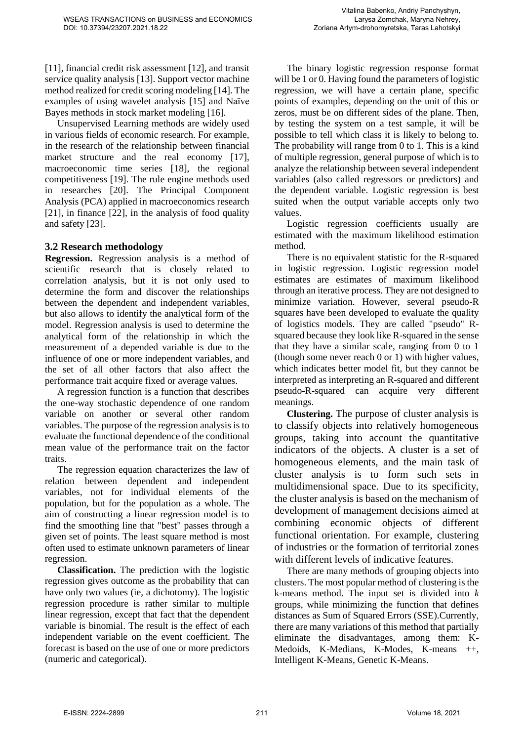[11], financial credit risk assessment [12], and transit service quality analysis [13]. Support vector machine method realized for credit scoring modeling [14]. The examples of using wavelet analysis [15] and Naïve Bayes methods in stock market modeling [16].

Unsupervised Learning methods are widely used in various fields of economic research. For example, in the research of the relationship between financial market structure and the real economy [17], macroeconomic time series [18], the regional competitiveness [19]. The rule engine methods used in researches [20]. The Principal Component Analysis (PCA) applied in macroeconomics research [21], in finance [22], in the analysis of food quality and safety [23].

### 3.2 Research methodology

**Regression.** Regression analysis is a method of scientific research that is closely related to correlation analysis, but it is not only used to determine the form and discover the relationships between the dependent and independent variables, but also allows to identify the analytical form of the model. Regression analysis is used to determine the analytical form of the relationship in which the measurement of a depended variable is due to the influence of one or more independent variables, and the set of all other factors that also affect the performance trait acquire fixed or average values.

A regression function is a function that describes the one-way stochastic dependence of one random variable on another or several other random variables. The purpose of the regression analysis is to evaluate the functional dependence of the conditional mean value of the performance trait on the factor traits.

The regression equation characterizes the law of relation between dependent and independent variables, not for individual elements of the population, but for the population as a whole. The aim of constructing a linear regression model is to find the smoothing line that "best" passes through a given set of points. The least square method is most often used to estimate unknown parameters of linear regression.

**Classification.** The prediction with the logistic regression gives outcome as the probability that can have only two values (ie, a dichotomy). The logistic regression procedure is rather similar to multiple linear regression, except that fact that the dependent variable is binomial. The result is the effect of each independent variable on the event coefficient. The forecast is based on the use of one or more predictors (numeric and categorical).

The binary logistic regression response format will be 1 or 0. Having found the parameters of logistic regression, we will have a certain plane, specific points of examples, depending on the unit of this or zeros, must be on different sides of the plane. Then, by testing the system on a test sample, it will be possible to tell which class it is likely to belong to. The probability will range from 0 to 1. This is a kind of multiple regression, general purpose of which is to analyze the relationship between several independent variables (also called regressors or predictors) and the dependent variable. Logistic regression is best suited when the output variable accepts only two values.

Logistic regression coefficients usually are estimated with the maximum likelihood estimation method.

There is no equivalent statistic for the R-squared in logistic regression. Logistic regression model estimates are estimates of maximum likelihood through an iterative process. They are not designed to minimize variation. However, several pseudo-R squares have been developed to evaluate the quality of logistics models. They are called "pseudo" R-squared because they look like R-squared in the sense that they have a similar scale, ranging from 0 to 1 (though some never reach 0 or 1) with higher values, which indicates better model fit, but they cannot be interpreted as interpreting an R-squared and different pseudo-R-squared can acquire very different meanings.

**Clustering.** The purpose of cluster analysis is to classify objects into relatively homogeneous groups, taking into account the quantitative indicators of the objects. A cluster is a set of homogeneous elements, and the main task of cluster analysis is to form such sets in multidimensional space. Due to its specificity, the cluster analysis is based on the mechanism of development of management decisions aimed at combining economic objects of different functional orientation. For example, clustering of industries or the formation of territorial zones with different levels of indicative features.

There are many methods of grouping objects into clusters. The most popular method of clustering is the k-means method. The input set is divided into *k* groups, while minimizing the function that defines distances as Sum of Squared Errors (SSE).Currently, there are many variations of this method that partially eliminate the disadvantages, among them: K-Medoids, K-Medians, K-Modes, K-means ++, Intelligent K-Means, Genetic K-Means.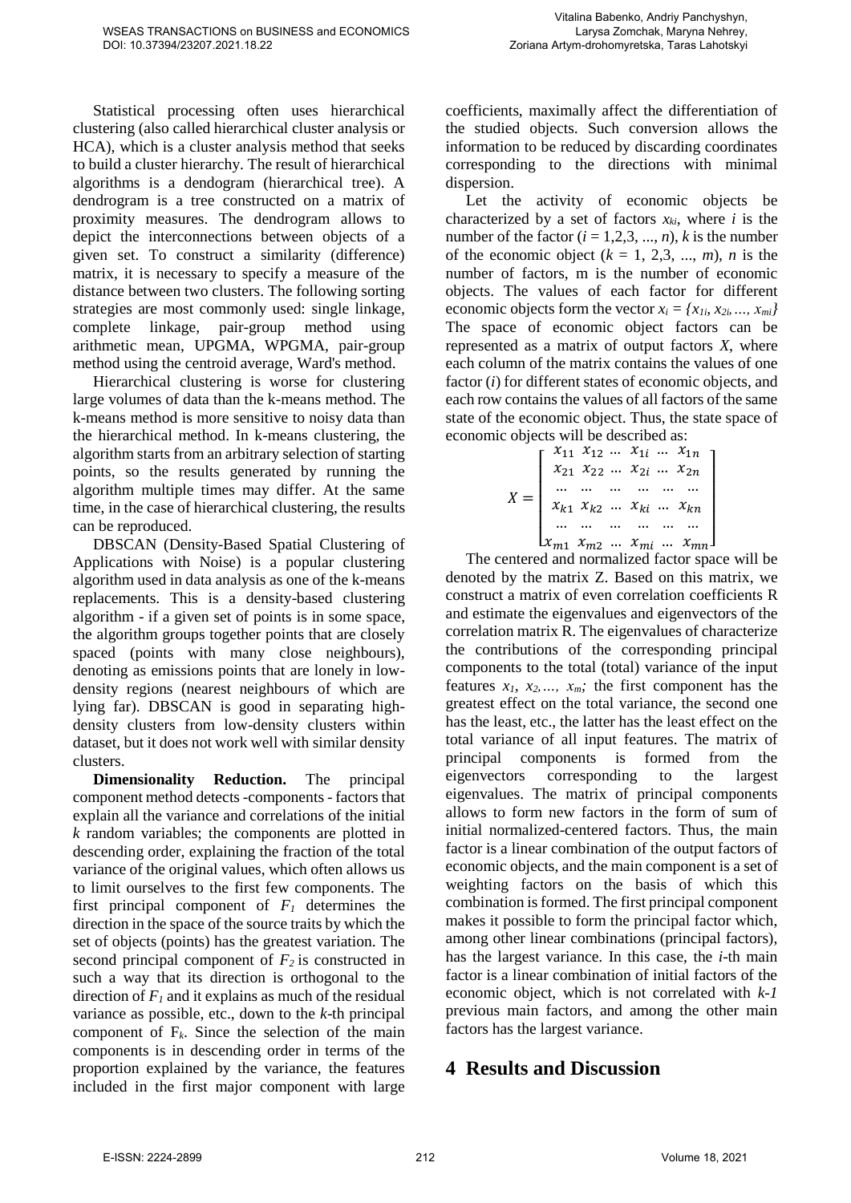Statistical processing often uses hierarchical clustering (also called hierarchical cluster analysis or HCA), which is a cluster analysis method that seeks to build a cluster hierarchy. The result of hierarchical algorithms is a dendogram (hierarchical tree). A dendrogram is a tree constructed on a matrix of proximity measures. The dendrogram allows to depict the interconnections between objects of a given set. To construct a similarity (difference) matrix, it is necessary to specify a measure of the distance between two clusters. The following sorting strategies are most commonly used: single linkage, complete linkage, pair-group method using arithmetic mean, UPGMA, WPGMA, pair-group method using the centroid average, Ward's method.

Hierarchical clustering is worse for clustering large volumes of data than the k-means method. The k-means method is more sensitive to noisy data than the hierarchical method. In k-means clustering, the algorithm starts from an arbitrary selection of starting points, so the results generated by running the algorithm multiple times may differ. At the same time, in the case of hierarchical clustering, the results can be reproduced.

DBSCAN (Density-Based Spatial Clustering of Applications with Noise) is a popular clustering algorithm used in data analysis as one of the k-means replacements. This is a density-based clustering algorithm - if a given set of points is in some space, the algorithm groups together points that are closely spaced (points with many close neighbours), denoting as emissions points that are lonely in low-density regions (nearest neighbours of which are lying far). DBSCAN is good in separating high-density clusters from low-density clusters within dataset, but it does not work well with similar density clusters.

**Dimensionality Reduction.** The principal component method detects -components - factors that explain all the variance and correlations of the initial $k$ random variables; the components are plotted in descending order, explaining the fraction of the total variance of the original values, which often allows us to limit ourselves to the first few components. The first principal component of $F_1$ determines the direction in the space of the source traits by which the set of objects (points) has the greatest variation. The second principal component of $F_2$ is constructed in such a way that its direction is orthogonal to the direction of $F_1$ and it explains as much of the residual variance as possible, etc., down to the $k$-th principal component of $F_k$. Since the selection of the main components is in descending order in terms of the proportion explained by the variance, the features included in the first major component with large coefficients, maximally affect the differentiation of the studied objects. Such conversion allows the information to be reduced by discarding coordinates corresponding to the directions with minimal dispersion.

Let the activity of economic objects be characterized by a set of factors $x_{ki}$, where $i$ is the number of the factor ($i$ = 1,2,3, ..., $n$), $k$ is the number of the economic object ($k$ = 1, 2,3, ..., $m$), $n$ is the number of factors, m is the number of economic objects. The values of each factor for different economic objects form the vector $x_i = \{x_{1i}, x_{2i}, \ldots, x_{mi}\}$ The space of economic object factors can be represented as a matrix of output factors $X$, where each column of the matrix contains the values of one factor ($i$) for different states of economic objects, and each row contains the values of all factors of the same state of the economic object. Thus, the state space of economic objects will be described as:

$$X = \begin{bmatrix} x_{11} & x_{12} & \ldots & x_{1i} & \ldots & x_{1n} \\ x_{21} & x_{22} & \ldots & x_{2i} & \ldots & x_{2n} \\ \ldots & \ldots & \ldots & \ldots & \ldots & \ldots \\ x_{k1} & x_{k2} & \ldots & x_{ki} & \ldots & x_{kn} \\ \ldots & \ldots & \ldots & \ldots & \ldots & \ldots \\ x_{m1} & x_{m2} & \ldots & x_{mi} & \ldots & x_{mn} \end{bmatrix}$$

The centered and normalized factor space will be denoted by the matrix Z. Based on this matrix, we construct a matrix of even correlation coefficients R and estimate the eigenvalues and eigenvectors of the correlation matrix R. The eigenvalues of characterize the contributions of the corresponding principal components to the total (total) variance of the input features $x_1, x_2, \ldots, x_m$; the first component has the greatest effect on the total variance, the second one has the least, etc., the latter has the least effect on the total variance of all input features. The matrix of principal components is formed from the eigenvectors corresponding to the largest eigenvalues. The matrix of principal components allows to form new factors in the form of sum of initial normalized-centered factors. Thus, the main factor is a linear combination of the output factors of economic objects, and the main component is a set of weighting factors on the basis of which this combination is formed. The first principal component makes it possible to form the principal factor which, among other linear combinations (principal factors), has the largest variance. In this case, the $i$-th main factor is a linear combination of initial factors of the economic object, which is not correlated with $k$-$1$ previous main factors, and among the other main factors has the largest variance.

# 4 Results and Discussion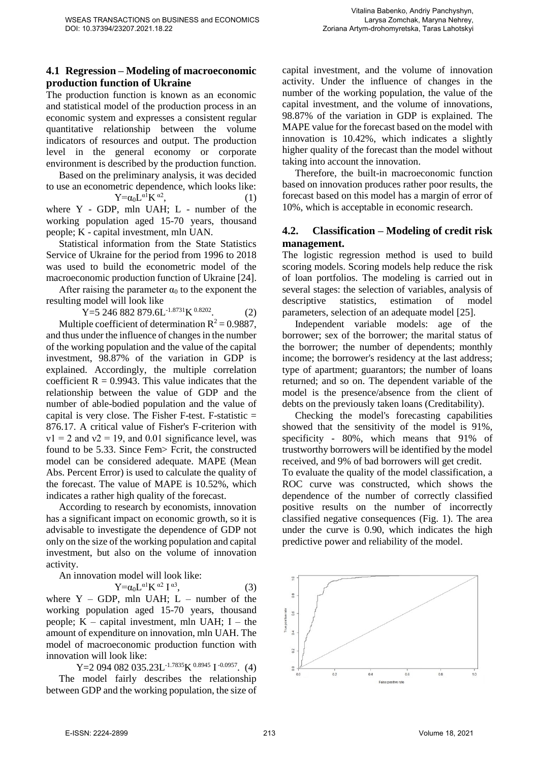## 4.1 Regression – Modeling of macroeconomic production function of Ukraine

The production function is known as an economic and statistical model of the production process in an economic system and expresses a consistent regular quantitative relationship between the volume indicators of resources and output. The production level in the general economy or corporate environment is described by the production function.

Based on the preliminary analysis, it was decided to use an econometric dependence, which looks like:

$$Y = \alpha_0 L^{\alpha 1} K^{\alpha 2}, \quad (1)$$

where Y - GDP, mln UAH; L - number of the working population aged 15-70 years, thousand people; K - capital investment, mln UAN.

Statistical information from the State Statistics Service of Ukraine for the period from 1996 to 2018 was used to build the econometric model of the macroeconomic production function of Ukraine [24].

After raising the parameter $\alpha_0$ to the exponent the resulting model will look like

$$Y = 5\ 246\ 882\ 879.6 L^{-1.8731} K^{0.8202}. \quad (2)$$

Multiple coefficient of determination $R^2 = 0.9887$, and thus under the influence of changes in the number of the working population and the value of the capital investment, 98.87% of the variation in GDP is explained. Accordingly, the multiple correlation coefficient $R = 0.9943$. This value indicates that the relationship between the value of GDP and the number of able-bodied population and the value of capital is very close. The Fisher F-test. F-statistic = 876.17. A critical value of Fisher's F-criterion with $v1 = 2$ and $v2 = 19$, and 0.01 significance level, was found to be 5.33. Since Fem> Fcrit, the constructed model can be considered adequate. MAPE (Mean Abs. Percent Error) is used to calculate the quality of the forecast. The value of MAPE is 10.52%, which indicates a rather high quality of the forecast.

According to research by economists, innovation has a significant impact on economic growth, so it is advisable to investigate the dependence of GDP not only on the size of the working population and capital investment, but also on the volume of innovation activity.

An innovation model will look like:

$$Y = \alpha_0 L^{\alpha 1} K^{\alpha 2} I^{\alpha 3}, \quad (3)$$

where Y – GDP, mln UAH; L – number of the working population aged 15-70 years, thousand people; K – capital investment, mln UAH; I – the amount of expenditure on innovation, mln UAH. The model of macroeconomic production function with innovation will look like:

$$Y = 2\ 094\ 082\ 035.23 L^{-1.7835} K^{0.8945} I^{-0.0957}. \quad (4)$$

The model fairly describes the relationship between GDP and the working population, the size of capital investment, and the volume of innovation activity. Under the influence of changes in the number of the working population, the value of the capital investment, and the volume of innovations, 98.87% of the variation in GDP is explained. The MAPE value for the forecast based on the model with innovation is 10.42%, which indicates a slightly higher quality of the forecast than the model without taking into account the innovation.

Therefore, the built-in macroeconomic function based on innovation produces rather poor results, the forecast based on this model has a margin of error of 10%, which is acceptable in economic research.

## 4.2. Classification – Modeling of credit risk management.

The logistic regression method is used to build scoring models. Scoring models help reduce the risk of loan portfolios. The modeling is carried out in several stages: the selection of variables, analysis of descriptive statistics, estimation of model parameters, selection of an adequate model [25].

Independent variable models: age of the borrower; sex of the borrower; the marital status of the borrower; the number of dependents; monthly income; the borrower's residency at the last address; type of apartment; guarantors; the number of loans returned; and so on. The dependent variable of the model is the presence/absence from the client of debts on the previously taken loans (Creditability).

Checking the model's forecasting capabilities showed that the sensitivity of the model is 91%, specificity - 80%, which means that 91% of trustworthy borrowers will be identified by the model received, and 9% of bad borrowers will get credit.

To evaluate the quality of the model classification, a ROC curve was constructed, which shows the dependence of the number of correctly classified positive results on the number of incorrectly classified negative consequences (Fig. 1). The area under the curve is 0.90, which indicates the high predictive power and reliability of the model.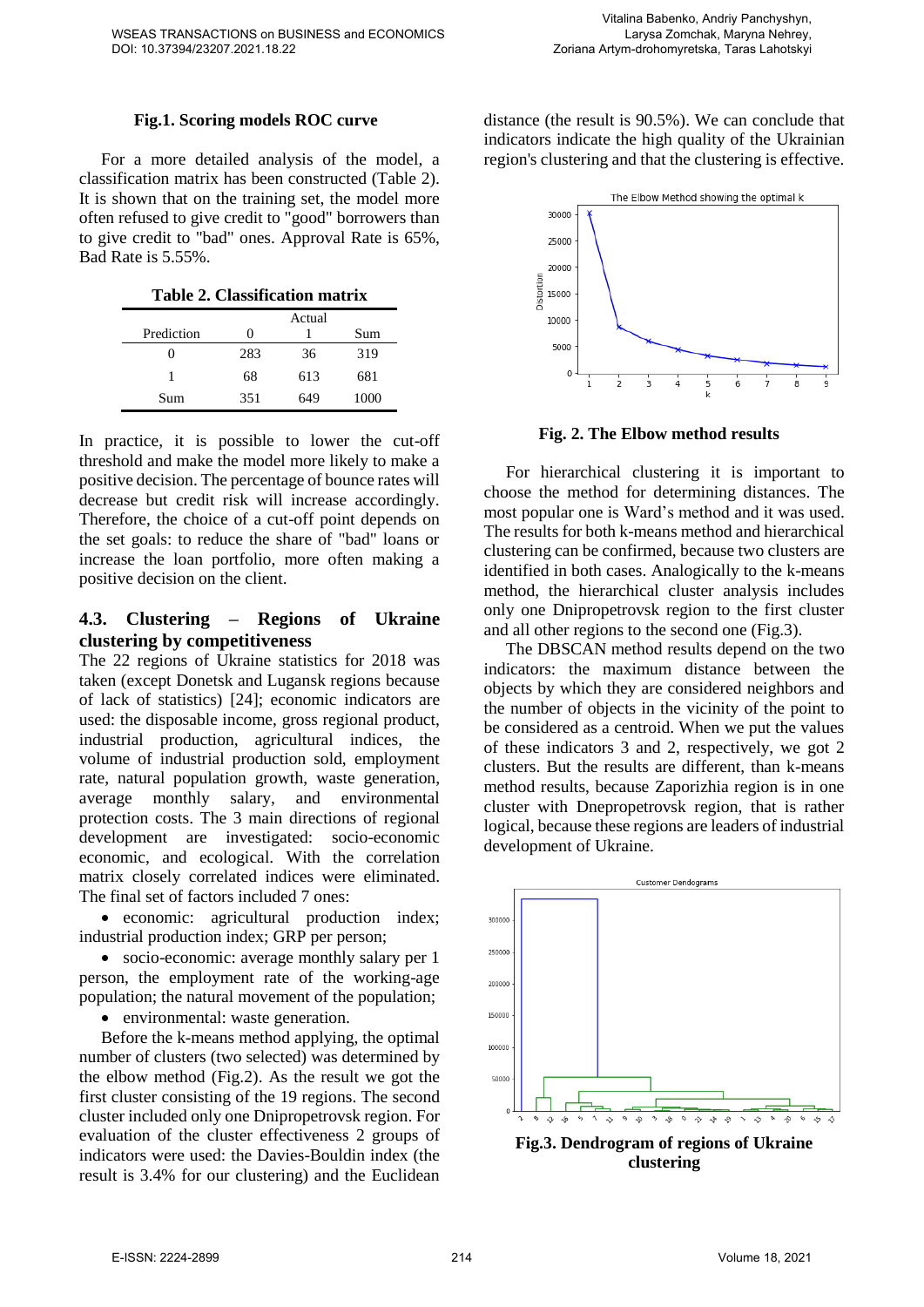**Fig.1. Scoring models ROC curve**

For a more detailed analysis of the model, a classification matrix has been constructed (Table 2). It is shown that on the training set, the model more often refused to give credit to "good" borrowers than to give credit to "bad" ones. Approval Rate is 65%, Bad Rate is 5.55%.

**Table 2. Classification matrix**

| | Actual | | |
|---|---|---|---|
| Prediction | 0 | 1 | Sum |
| 0 | 283 | 36 | 319 |
| 1 | 68 | 613 | 681 |
| Sum | 351 | 649 | 1000 |

In practice, it is possible to lower the cut-off threshold and make the model more likely to make a positive decision. The percentage of bounce rates will decrease but credit risk will increase accordingly. Therefore, the choice of a cut-off point depends on the set goals: to reduce the share of "bad" loans or increase the loan portfolio, more often making a positive decision on the client.

### 4.3. Clustering – Regions of Ukraine clustering by competitiveness

The 22 regions of Ukraine statistics for 2018 was taken (except Donetsk and Lugansk regions because of lack of statistics) [24]; economic indicators are used: the disposable income, gross regional product, industrial production, agricultural indices, the volume of industrial production sold, employment rate, natural population growth, waste generation, average monthly salary, and environmental protection costs. The 3 main directions of regional development are investigated: socio-economic economic, and ecological. With the correlation matrix closely correlated indices were eliminated. The final set of factors included 7 ones:

- economic: agricultural production index; industrial production index; GRP per person;
- socio-economic: average monthly salary per 1 person, the employment rate of the working-age population; the natural movement of the population;
- environmental: waste generation.

Before the k-means method applying, the optimal number of clusters (two selected) was determined by the elbow method (Fig.2). As the result we got the first cluster consisting of the 19 regions. The second cluster included only one Dnipropetrovsk region. For evaluation of the cluster effectiveness 2 groups of indicators were used: the Davies-Bouldin index (the result is 3.4% for our clustering) and the Euclidean distance (the result is 90.5%). We can conclude that indicators indicate the high quality of the Ukrainian region's clustering and that the clustering is effective.

**Fig. 2. The Elbow method results**

For hierarchical clustering it is important to choose the method for determining distances. The most popular one is Ward's method and it was used. The results for both k-means method and hierarchical clustering can be confirmed, because two clusters are identified in both cases. Analogically to the k-means method, the hierarchical cluster analysis includes only one Dnipropetrovsk region to the first cluster and all other regions to the second one (Fig.3).

The DBSCAN method results depend on the two indicators: the maximum distance between the objects by which they are considered neighbors and the number of objects in the vicinity of the point to be considered as a centroid. When we put the values of these indicators 3 and 2, respectively, we got 2 clusters. But the results are different, than k-means method results, because Zaporizhia region is in one cluster with Dnepropetrovsk region, that is rather logical, because these regions are leaders of industrial development of Ukraine.

**Fig.3. Dendrogram of regions of Ukraine clustering**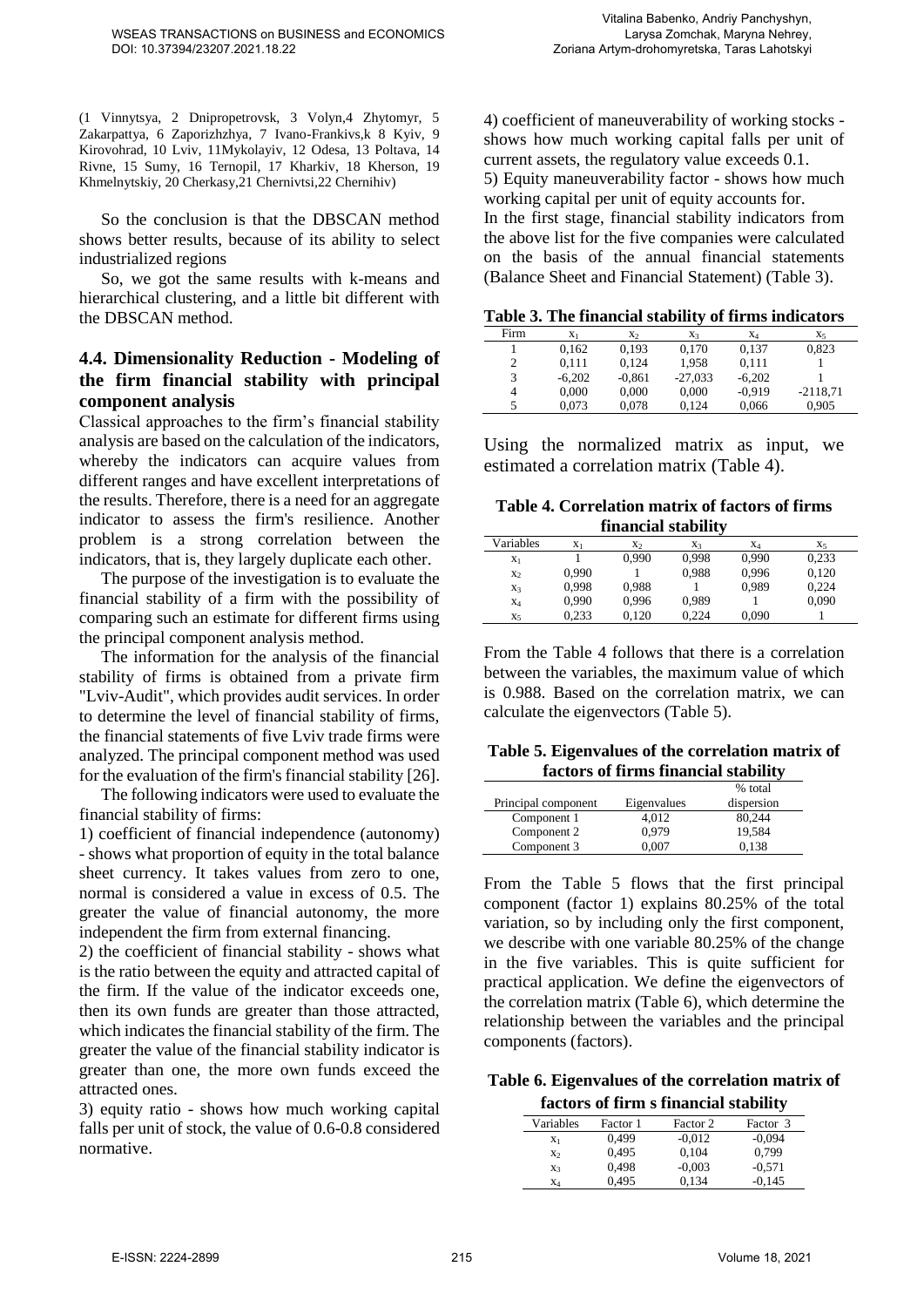(1 Vinnytsya, 2 Dnipropetrovsk, 3 Volyn,4 Zhytomyr, 5 Zakarpattya, 6 Zaporizhzhya, 7 Ivano-Frankivs,k 8 Kyiv, 9 Kirovohrad, 10 Lviv, 11Mykolayiv, 12 Odesa, 13 Poltava, 14 Rivne, 15 Sumy, 16 Ternopil, 17 Kharkiv, 18 Kherson, 19 Khmelnytskiy, 20 Cherkasy,21 Chernivtsi,22 Chernihiv)

So the conclusion is that the DBSCAN method shows better results, because of its ability to select industrialized regions

So, we got the same results with k-means and hierarchical clustering, and a little bit different with the DBSCAN method.

## 4.4. Dimensionality Reduction - Modeling of the firm financial stability with principal component analysis

Classical approaches to the firm's financial stability analysis are based on the calculation of the indicators, whereby the indicators can acquire values from different ranges and have excellent interpretations of the results. Therefore, there is a need for an aggregate indicator to assess the firm's resilience. Another problem is a strong correlation between the indicators, that is, they largely duplicate each other.

The purpose of the investigation is to evaluate the financial stability of a firm with the possibility of comparing such an estimate for different firms using the principal component analysis method.

The information for the analysis of the financial stability of firms is obtained from a private firm "Lviv-Audit", which provides audit services. In order to determine the level of financial stability of firms, the financial statements of five Lviv trade firms were analyzed. The principal component method was used for the evaluation of the firm's financial stability [26].

The following indicators were used to evaluate the financial stability of firms:

1) coefficient of financial independence (autonomy) - shows what proportion of equity in the total balance sheet currency. It takes values from zero to one, normal is considered a value in excess of 0.5. The greater the value of financial autonomy, the more independent the firm from external financing.

2) the coefficient of financial stability - shows what is the ratio between the equity and attracted capital of the firm. If the value of the indicator exceeds one, then its own funds are greater than those attracted, which indicates the financial stability of the firm. The greater the value of the financial stability indicator is greater than one, the more own funds exceed the attracted ones.

3) equity ratio - shows how much working capital falls per unit of stock, the value of 0.6-0.8 considered normative.

4) coefficient of maneuverability of working stocks - shows how much working capital falls per unit of current assets, the regulatory value exceeds 0.1.

5) Equity maneuverability factor - shows how much working capital per unit of equity accounts for.

In the first stage, financial stability indicators from the above list for the five companies were calculated on the basis of the annual financial statements (Balance Sheet and Financial Statement) (Table 3).

**Table 3. The financial stability of firms indicators**

| Firm | $x_1$ | $x_2$ | $x_3$ | $x_4$ | $x_5$ |
|---|---|---|---|---|---|
| 1 | 0,162 | 0,193 | 0,170 | 0,137 | 0,823 |
| 2 | 0,111 | 0,124 | 1,958 | 0,111 | 1 |
| 3 | -6,202 | -0,861 | -27,033 | -6,202 | 1 |
| 4 | 0,000 | 0,000 | 0,000 | -0,919 | -2118,71 |
| 5 | 0,073 | 0,078 | 0,124 | 0,066 | 0,905 |

Using the normalized matrix as input, we estimated a correlation matrix (Table 4).

**Table 4. Correlation matrix of factors of firms financial stability**

| Variables | $x_1$ | $x_2$ | $x_3$ | $x_4$ | $x_5$ |
|---|---|---|---|---|---|
| $x_1$ | 1 | 0,990 | 0,998 | 0,990 | 0,233 |
| $x_2$ | 0,990 | 1 | 0,988 | 0,996 | 0,120 |
| $x_3$ | 0,998 | 0,988 | 1 | 0,989 | 0,224 |
| $x_4$ | 0,990 | 0,996 | 0,989 | 1 | 0,090 |
| $x_5$ | 0,233 | 0,120 | 0,224 | 0,090 | 1 |

From the Table 4 follows that there is a correlation between the variables, the maximum value of which is 0.988. Based on the correlation matrix, we can calculate the eigenvectors (Table 5).

**Table 5. Eigenvalues of the correlation matrix of factors of firms financial stability**

| Principal component | Eigenvalues | % total dispersion |
|---|---|---|
| Component 1 | 4,012 | 80,244 |
| Component 2 | 0,979 | 19,584 |
| Component 3 | 0,007 | 0,138 |

From the Table 5 flows that the first principal component (factor 1) explains 80.25% of the total variation, so by including only the first component, we describe with one variable 80.25% of the change in the five variables. This is quite sufficient for practical application. We define the eigenvectors of the correlation matrix (Table 6), which determine the relationship between the variables and the principal components (factors).

**Table 6. Eigenvalues of the correlation matrix of factors of firm s financial stability**

| Variables | Factor 1 | Factor 2 | Factor 3 |
|---|---|---|---|
| $x_1$ | 0,499 | -0,012 | -0,094 |
| $x_2$ | 0,495 | 0,104 | 0,799 |
| $x_3$ | 0,498 | -0,003 | -0,571 |
| $x_4$ | 0,495 | 0,134 | -0,145 |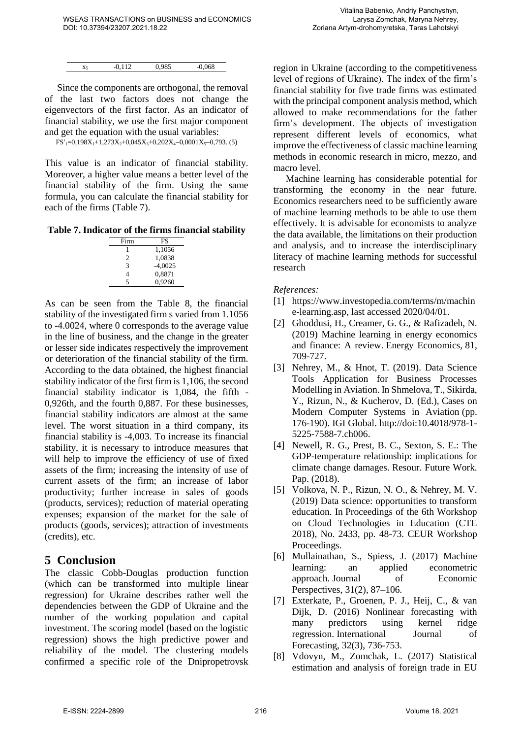| $x_5$ | -0,112 | 0,985 | -0,068 |
|---|---|---|---|

Since the components are orthogonal, the removal of the last two factors does not change the eigenvectors of the first factor. As an indicator of financial stability, we use the first major component and get the equation with the usual variables:

$$FS'_1=0,198X_1+1,273X_2+0,045X_3+0,202X_4-0,0001X_5-0,793. \quad (5)$$

This value is an indicator of financial stability. Moreover, a higher value means a better level of the financial stability of the firm. Using the same formula, you can calculate the financial stability for each of the firms (Table 7).

**Table 7. Indicator of the firms financial stability**

| Firm | FS |
|---|---|
| 1 | 1,1056 |
| 2 | 1,0838 |
| 3 | -4,0025 |
| 4 | 0,8871 |
| 5 | 0,9260 |

As can be seen from the Table 8, the financial stability of the investigated firm s varied from 1.1056 to -4.0024, where 0 corresponds to the average value in the line of business, and the change in the greater or lesser side indicates respectively the improvement or deterioration of the financial stability of the firm. According to the data obtained, the highest financial stability indicator of the first firm is 1,106, the second financial stability indicator is 1,084, the fifth - 0,926th, and the fourth 0,887. For these businesses, financial stability indicators are almost at the same level. The worst situation in a third company, its financial stability is -4,003. To increase its financial stability, it is necessary to introduce measures that will help to improve the efficiency of use of fixed assets of the firm; increasing the intensity of use of current assets of the firm; an increase of labor productivity; further increase in sales of goods (products, services); reduction of material operating expenses; expansion of the market for the sale of products (goods, services); attraction of investments (credits), etc.

# 5 Conclusion

The classic Cobb-Douglas production function (which can be transformed into multiple linear regression) for Ukraine describes rather well the dependencies between the GDP of Ukraine and the number of the working population and capital investment. The scoring model (based on the logistic regression) shows the high predictive power and reliability of the model. The clustering models confirmed a specific role of the Dnipropetrovsk region in Ukraine (according to the competitiveness level of regions of Ukraine). The index of the firm's financial stability for five trade firms was estimated with the principal component analysis method, which allowed to make recommendations for the father firm's development. The objects of investigation represent different levels of economics, what improve the effectiveness of classic machine learning methods in economic research in micro, mezzo, and macro level.

Machine learning has considerable potential for transforming the economy in the near future. Economics researchers need to be sufficiently aware of machine learning methods to be able to use them effectively. It is advisable for economists to analyze the data available, the limitations on their production and analysis, and to increase the interdisciplinary literacy of machine learning methods for successful research

*References:*

[1] https://www.investopedia.com/terms/m/machine-learning.asp, last accessed 2020/04/01.

[2] Ghoddusi, H., Creamer, G. G., & Rafizadeh, N. (2019) Machine learning in energy economics and finance: A review. Energy Economics, 81, 709-727.

[3] Nehrey, M., & Hnot, T. (2019). Data Science Tools Application for Business Processes Modelling in Aviation. In Shmelova, T., Sikirda, Y., Rizun, N., & Kucherov, D. (Ed.), Cases on Modern Computer Systems in Aviation (pp. 176-190). IGI Global. http://doi:10.4018/978-1-5225-7588-7.ch006.

[4] Newell, R. G., Prest, B. C., Sexton, S. E.: The GDP-temperature relationship: implications for climate change damages. Resour. Future Work. Pap. (2018).

[5] Volkova, N. P., Rizun, N. O., & Nehrey, M. V. (2019) Data science: opportunities to transform education. In Proceedings of the 6th Workshop on Cloud Technologies in Education (CTE 2018), No. 2433, pp. 48-73. CEUR Workshop Proceedings.

[6] Mullainathan, S., Spiess, J. (2017) Machine learning: an applied econometric approach. Journal of Economic Perspectives, 31(2), 87–106.

[7] Exterkate, P., Groenen, P. J., Heij, C., & van Dijk, D. (2016) Nonlinear forecasting with many predictors using kernel ridge regression. International Journal of Forecasting, 32(3), 736-753.

[8] Vdovyn, M., Zomchak, L. (2017) Statistical estimation and analysis of foreign trade in EU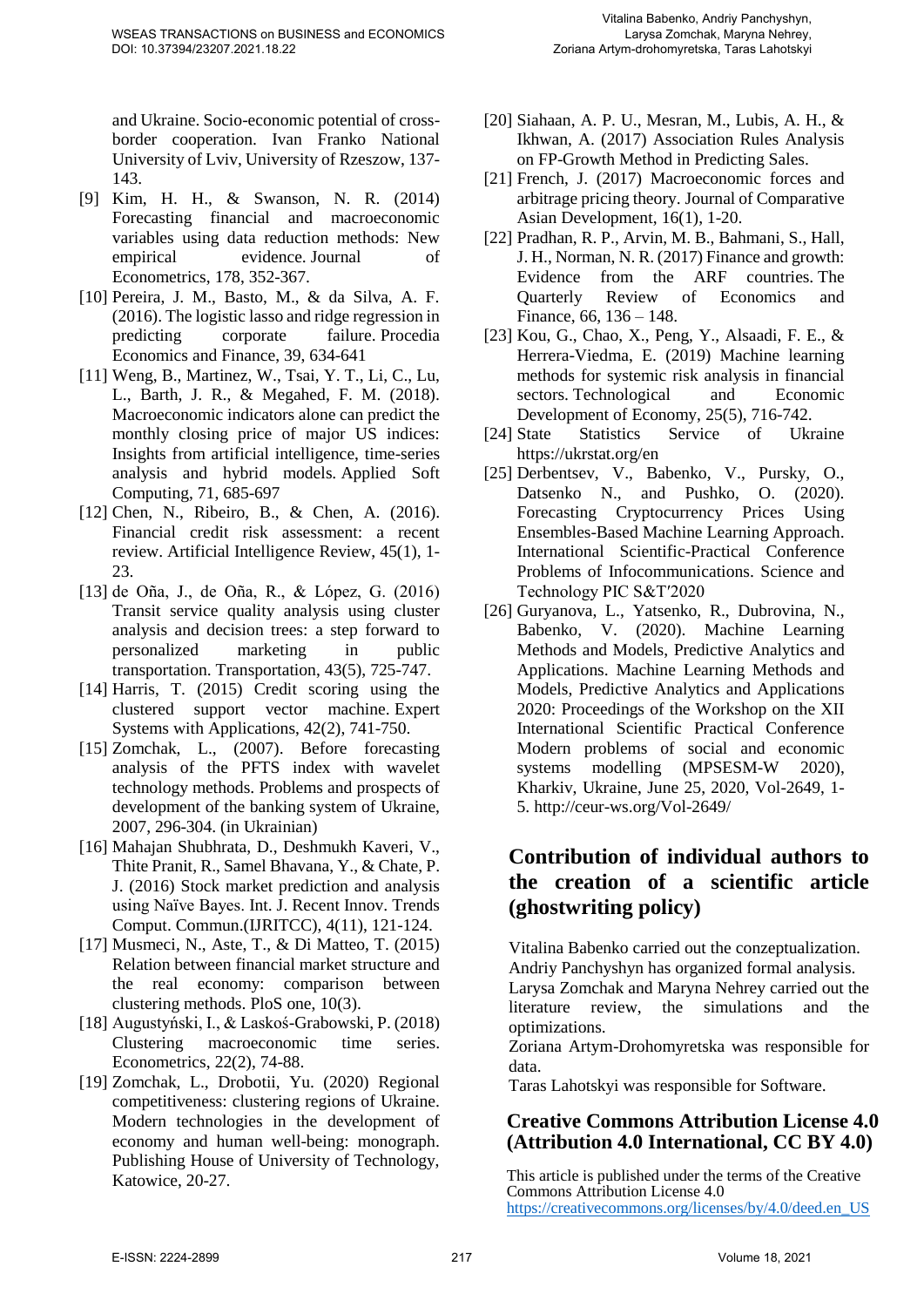and Ukraine. Socio-economic potential of cross-border cooperation. Ivan Franko National University of Lviv, University of Rzeszow, 137-143.

[9] Kim, H. H., & Swanson, N. R. (2014) Forecasting financial and macroeconomic variables using data reduction methods: New empirical evidence. Journal of Econometrics, 178, 352-367.

[10] Pereira, J. M., Basto, M., & da Silva, A. F. (2016). The logistic lasso and ridge regression in predicting corporate failure. Procedia Economics and Finance, 39, 634-641

[11] Weng, B., Martinez, W., Tsai, Y. T., Li, C., Lu, L., Barth, J. R., & Megahed, F. M. (2018). Macroeconomic indicators alone can predict the monthly closing price of major US indices: Insights from artificial intelligence, time-series analysis and hybrid models. Applied Soft Computing, 71, 685-697

[12] Chen, N., Ribeiro, B., & Chen, A. (2016). Financial credit risk assessment: a recent review. Artificial Intelligence Review, 45(1), 1-23.

[13] de Oña, J., de Oña, R., & López, G. (2016) Transit service quality analysis using cluster analysis and decision trees: a step forward to personalized marketing in public transportation. Transportation, 43(5), 725-747.

[14] Harris, T. (2015) Credit scoring using the clustered support vector machine. Expert Systems with Applications, 42(2), 741-750.

[15] Zomchak, L., (2007). Before forecasting analysis of the PFTS index with wavelet technology methods. Problems and prospects of development of the banking system of Ukraine, 2007, 296-304. (in Ukrainian)

[16] Mahajan Shubhrata, D., Deshmukh Kaveri, V., Thite Pranit, R., Samel Bhavana, Y., & Chate, P. J. (2016) Stock market prediction and analysis using Naïve Bayes. Int. J. Recent Innov. Trends Comput. Commun.(IJRITCC), 4(11), 121-124.

[17] Musmeci, N., Aste, T., & Di Matteo, T. (2015) Relation between financial market structure and the real economy: comparison between clustering methods. PloS one, 10(3).

[18] Augustyński, I., & Laskoś-Grabowski, P. (2018) Clustering macroeconomic time series. Econometrics, 22(2), 74-88.

[19] Zomchak, L., Drobotii, Yu. (2020) Regional competitiveness: clustering regions of Ukraine. Modern technologies in the development of economy and human well-being: monograph. Publishing House of University of Technology, Katowice, 20-27.

[20] Siahaan, A. P. U., Mesran, M., Lubis, A. H., & Ikhwan, A. (2017) Association Rules Analysis on FP-Growth Method in Predicting Sales.

[21] French, J. (2017) Macroeconomic forces and arbitrage pricing theory. Journal of Comparative Asian Development, 16(1), 1-20.

[22] Pradhan, R. P., Arvin, M. B., Bahmani, S., Hall, J. H., Norman, N. R. (2017) Finance and growth: Evidence from the ARF countries. The Quarterly Review of Economics and Finance, 66, 136 – 148.

[23] Kou, G., Chao, X., Peng, Y., Alsaadi, F. E., & Herrera-Viedma, E. (2019) Machine learning methods for systemic risk analysis in financial sectors. Technological and Economic Development of Economy, 25(5), 716-742.

[24] State Statistics Service of Ukraine https://ukrstat.org/en

[25] Derbentsev, V., Babenko, V., Pursky, O., Datsenko N., and Pushko, O. (2020). Forecasting Cryptocurrency Prices Using Ensembles-Based Machine Learning Approach. International Scientific-Practical Conference Problems of Infocommunications. Science and Technology PIC S&T′2020

[26] Guryanova, L., Yatsenko, R., Dubrovina, N., Babenko, V. (2020). Machine Learning Methods and Models, Predictive Analytics and Applications. Machine Learning Methods and Models, Predictive Analytics and Applications 2020: Proceedings of the Workshop on the XII International Scientific Practical Conference Modern problems of social and economic systems modelling (MPSESM-W 2020), Kharkiv, Ukraine, June 25, 2020, Vol-2649, 1-5. http://ceur-ws.org/Vol-2649/

## Contribution of individual authors to the creation of a scientific article (ghostwriting policy)

Vitalina Babenko carried out the conzeptualization.
Andriy Panchyshyn has organized formal analysis.
Larysa Zomchak and Maryna Nehrey carried out the literature review, the simulations and the optimizations.
Zoriana Artym-Drohomyretska was responsible for data.
Taras Lahotskyi was responsible for Software.

### Creative Commons Attribution License 4.0 (Attribution 4.0 International, CC BY 4.0)

This article is published under the terms of the Creative Commons Attribution License 4.0
https://creativecommons.org/licenses/by/4.0/deed.en_US